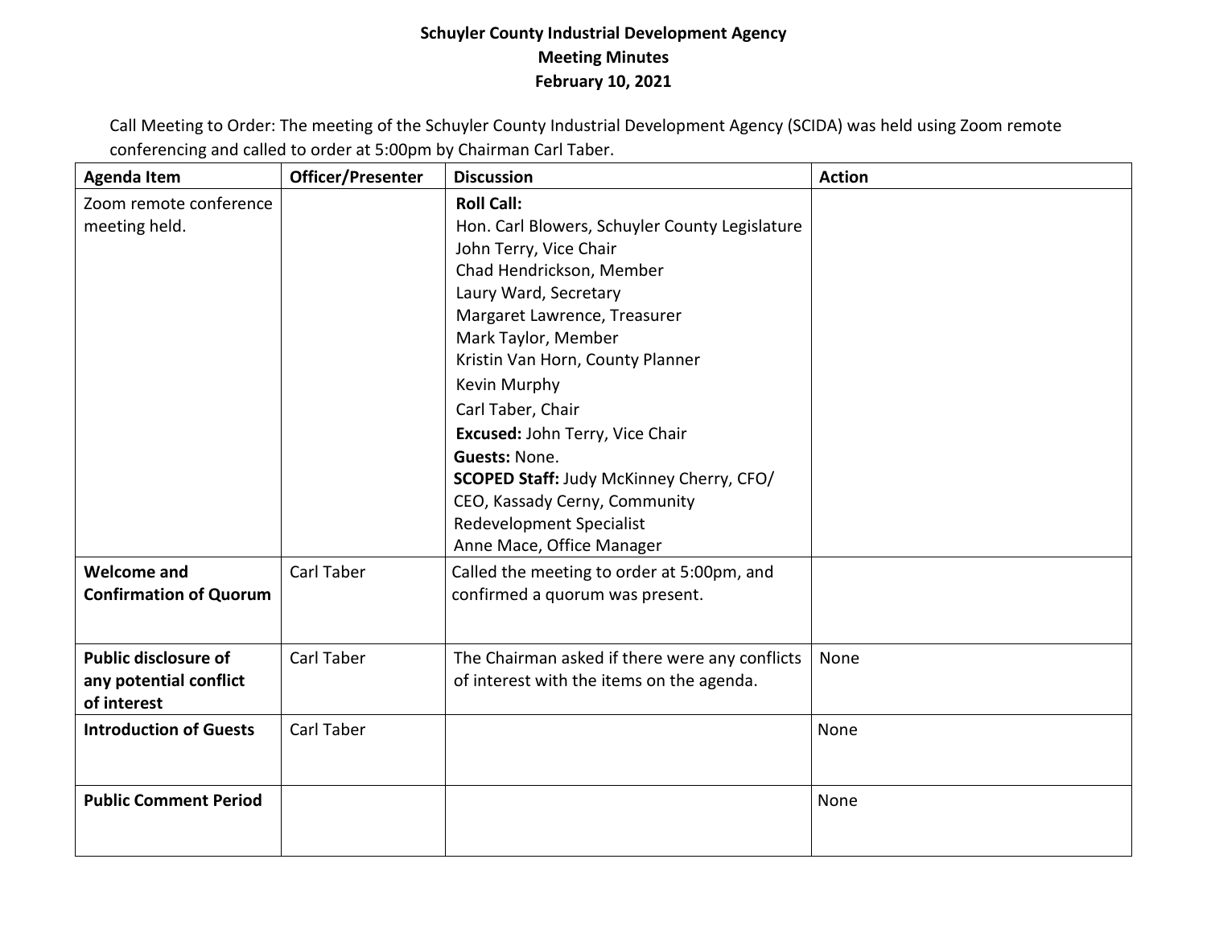**Schuyler County Industrial Development Agency**
**Meeting Minutes**
**February 10, 2021**

Call Meeting to Order: The meeting of the Schuyler County Industrial Development Agency (SCIDA) was held using Zoom remote conferencing and called to order at 5:00pm by Chairman Carl Taber.

| Agenda Item | Officer/Presenter | Discussion | Action |
|---|---|---|---|
| Zoom remote conference meeting held. | | **Roll Call:**<br>Hon. Carl Blowers, Schuyler County Legislature<br>John Terry, Vice Chair<br>Chad Hendrickson, Member<br>Laury Ward, Secretary<br>Margaret Lawrence, Treasurer<br>Mark Taylor, Member<br>Kristin Van Horn, County Planner<br>Kevin Murphy<br>Carl Taber, Chair<br>**Excused:** John Terry, Vice Chair<br>**Guests:** None.<br>**SCOPED Staff:** Judy McKinney Cherry, CFO/ CEO, Kassady Cerny, Community Redevelopment Specialist<br>Anne Mace, Office Manager | |
| **Welcome and Confirmation of Quorum** | Carl Taber | Called the meeting to order at 5:00pm, and confirmed a quorum was present. | |
| **Public disclosure of any potential conflict of interest** | Carl Taber | The Chairman asked if there were any conflicts of interest with the items on the agenda. | None |
| **Introduction of Guests** | Carl Taber | | None |
| **Public Comment Period** | | | None |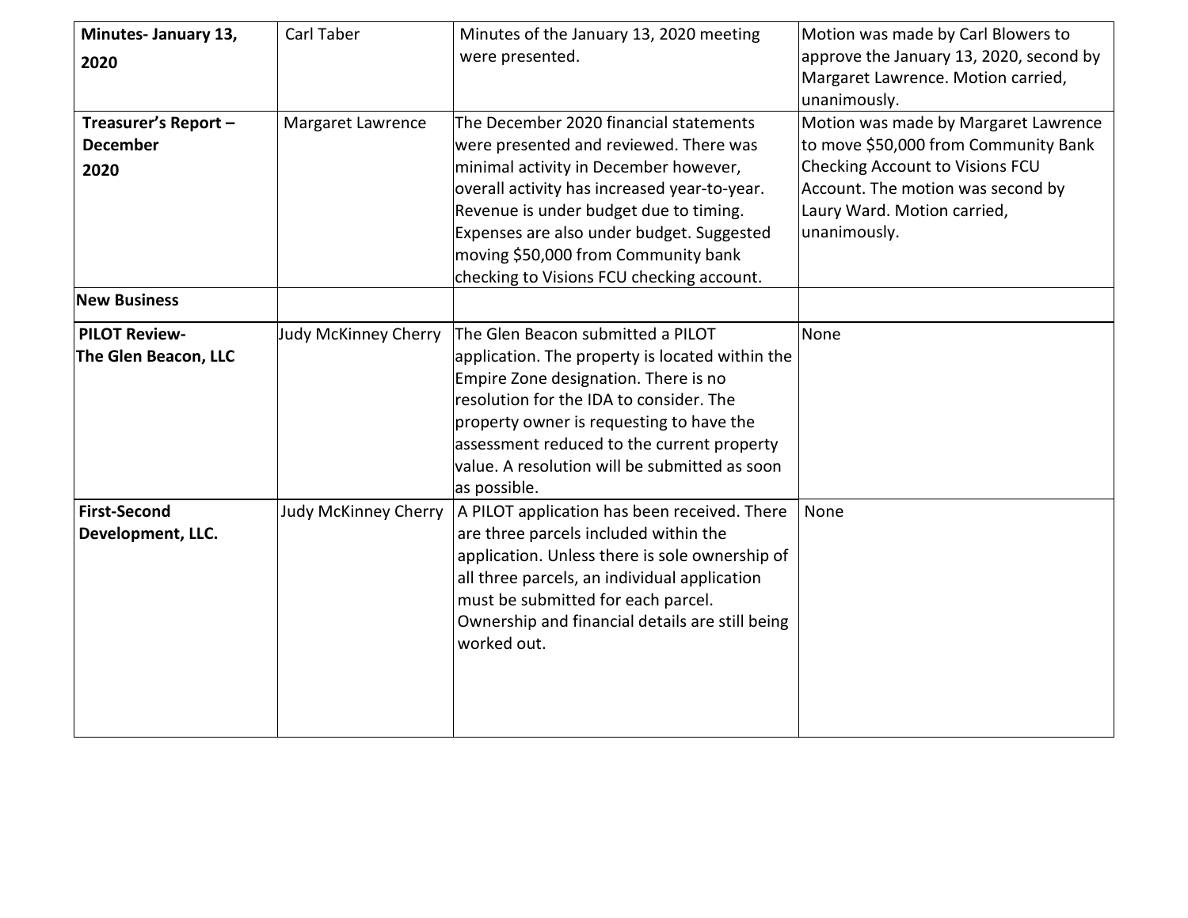| **Minutes- January 13, 2020** | Carl Taber | Minutes of the January 13, 2020 meeting were presented. | Motion was made by Carl Blowers to approve the January 13, 2020, second by Margaret Lawrence. Motion carried, unanimously. |
|---|---|---|---|
| **Treasurer's Report – December 2020** | Margaret Lawrence | The December 2020 financial statements were presented and reviewed. There was minimal activity in December however, overall activity has increased year-to-year. Revenue is under budget due to timing. Expenses are also under budget. Suggested moving $50,000 from Community bank checking to Visions FCU checking account. | Motion was made by Margaret Lawrence to move $50,000 from Community Bank Checking Account to Visions FCU Account. The motion was second by Laury Ward. Motion carried, unanimously. |
| **New Business** | | | |
| **PILOT Review- The Glen Beacon, LLC** | Judy McKinney Cherry | The Glen Beacon submitted a PILOT application. The property is located within the Empire Zone designation. There is no resolution for the IDA to consider. The property owner is requesting to have the assessment reduced to the current property value. A resolution will be submitted as soon as possible. | None |
| **First-Second Development, LLC.** | Judy McKinney Cherry | A PILOT application has been received. There are three parcels included within the application. Unless there is sole ownership of all three parcels, an individual application must be submitted for each parcel. Ownership and financial details are still being worked out. | None |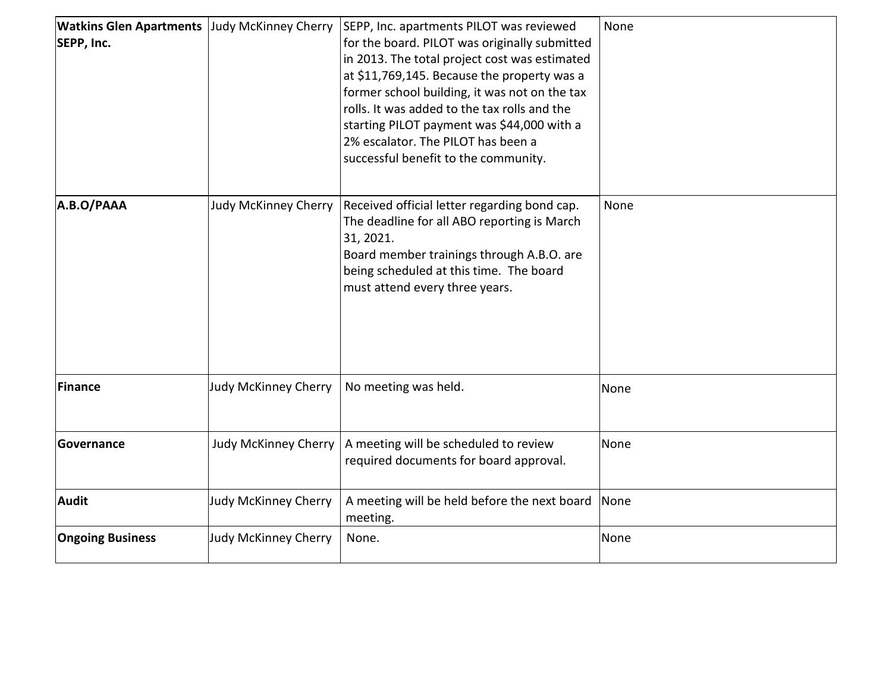| | | | |
|---|---|---|---|
| **Watkins Glen Apartments SEPP, Inc.** | Judy McKinney Cherry | SEPP, Inc. apartments PILOT was reviewed for the board. PILOT was originally submitted in 2013. The total project cost was estimated at $11,769,145. Because the property was a former school building, it was not on the tax rolls. It was added to the tax rolls and the starting PILOT payment was $44,000 with a 2% escalator. The PILOT has been a successful benefit to the community. | None |
| **A.B.O/PAAA** | Judy McKinney Cherry | Received official letter regarding bond cap. The deadline for all ABO reporting is March 31, 2021.<br>Board member trainings through A.B.O. are being scheduled at this time. The board must attend every three years. | None |
| **Finance** | Judy McKinney Cherry | No meeting was held. | None |
| **Governance** | Judy McKinney Cherry | A meeting will be scheduled to review required documents for board approval. | None |
| **Audit** | Judy McKinney Cherry | A meeting will be held before the next board meeting. | None |
| **Ongoing Business** | Judy McKinney Cherry | None. | None |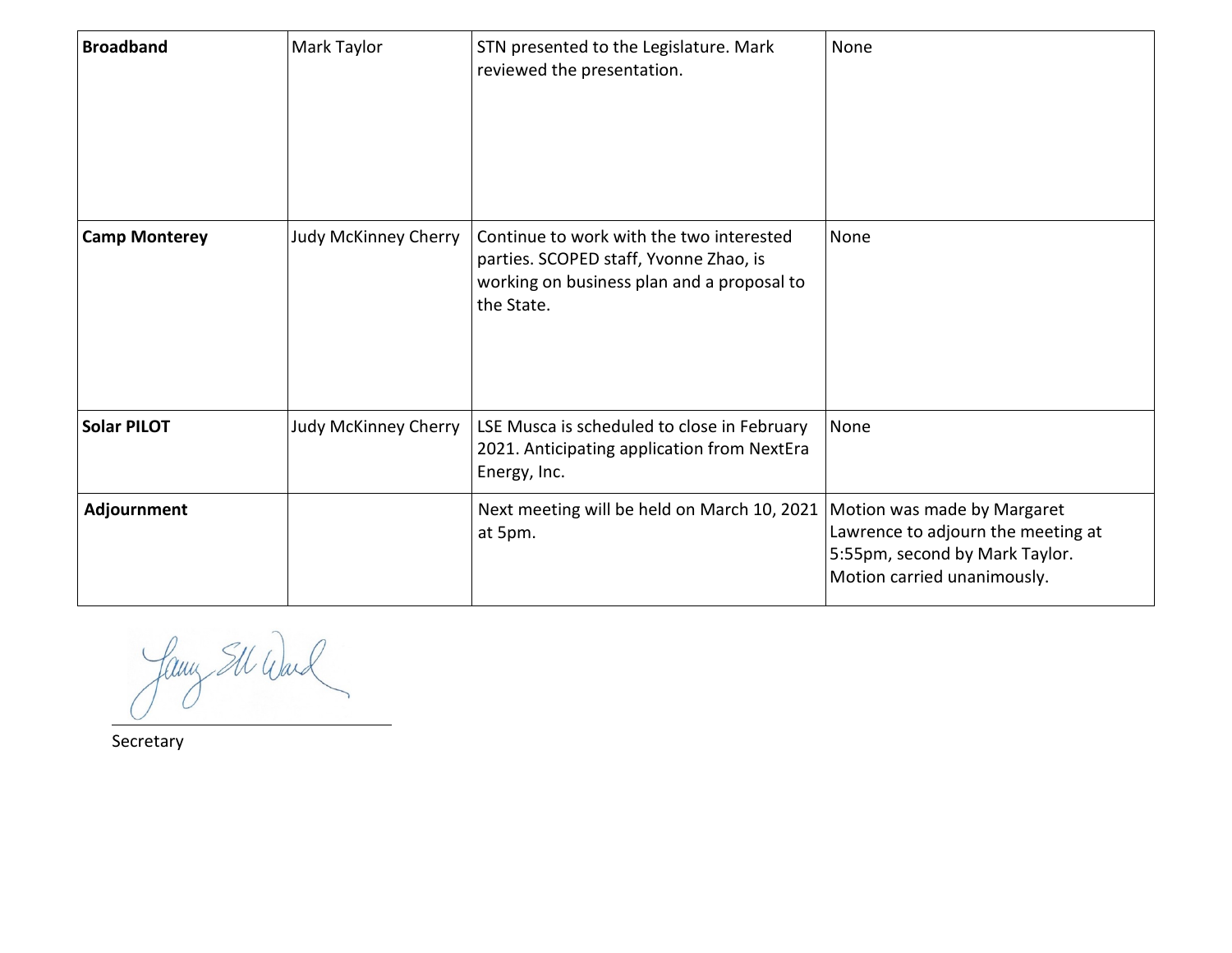| | | | |
|---|---|---|---|
| **Broadband** | Mark Taylor | STN presented to the Legislature. Mark reviewed the presentation. | None |
| **Camp Monterey** | Judy McKinney Cherry | Continue to work with the two interested parties. SCOPED staff, Yvonne Zhao, is working on business plan and a proposal to the State. | None |
| **Solar PILOT** | Judy McKinney Cherry | LSE Musca is scheduled to close in February 2021. Anticipating application from NextEra Energy, Inc. | None |
| **Adjournment** | | Next meeting will be held on March 10, 2021 at 5pm. | Motion was made by Margaret Lawrence to adjourn the meeting at 5:55pm, second by Mark Taylor. Motion carried unanimously. |

Secretary